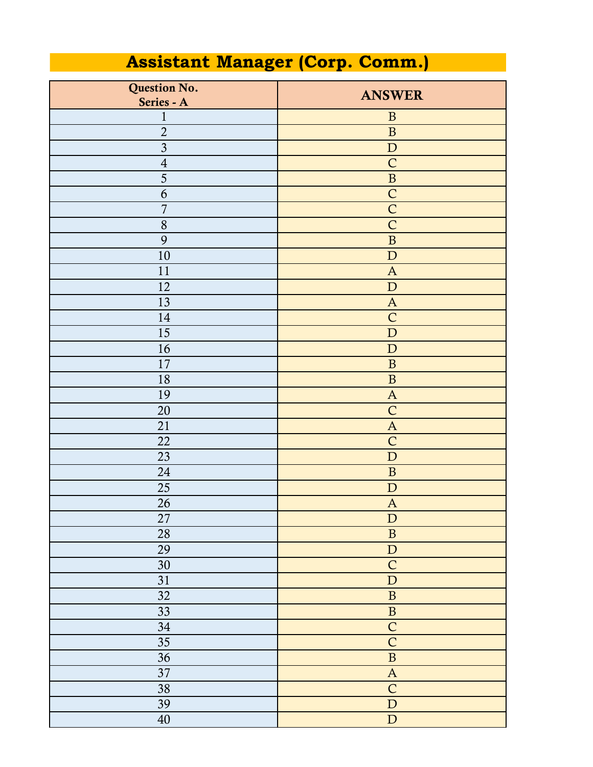# Assistant Manager (Corp. Comm.)

| Question No. Series - A | ANSWER |
|---|---|
| 1 | B |
| 2 | B |
| 3 | D |
| 4 | C |
| 5 | B |
| 6 | C |
| 7 | C |
| 8 | C |
| 9 | B |
| 10 | D |
| 11 | A |
| 12 | D |
| 13 | A |
| 14 | C |
| 15 | D |
| 16 | D |
| 17 | B |
| 18 | B |
| 19 | A |
| 20 | C |
| 21 | A |
| 22 | C |
| 23 | D |
| 24 | B |
| 25 | D |
| 26 | A |
| 27 | D |
| 28 | B |
| 29 | D |
| 30 | C |
| 31 | D |
| 32 | B |
| 33 | B |
| 34 | C |
| 35 | C |
| 36 | B |
| 37 | A |
| 38 | C |
| 39 | D |
| 40 | D |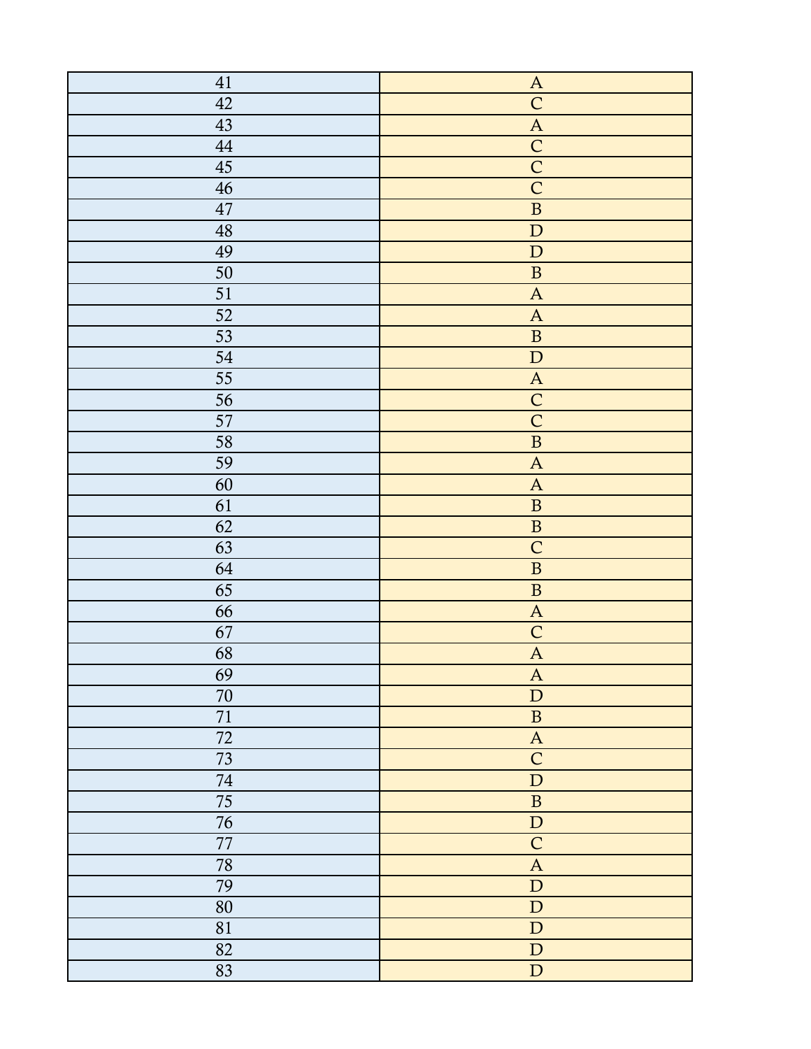| 41 | A |
|---|---|
| 42 | C |
| 43 | A |
| 44 | C |
| 45 | C |
| 46 | C |
| 47 | B |
| 48 | D |
| 49 | D |
| 50 | B |
| 51 | A |
| 52 | A |
| 53 | B |
| 54 | D |
| 55 | A |
| 56 | C |
| 57 | C |
| 58 | B |
| 59 | A |
| 60 | A |
| 61 | B |
| 62 | B |
| 63 | C |
| 64 | B |
| 65 | B |
| 66 | A |
| 67 | C |
| 68 | A |
| 69 | A |
| 70 | D |
| 71 | B |
| 72 | A |
| 73 | C |
| 74 | D |
| 75 | B |
| 76 | D |
| 77 | C |
| 78 | A |
| 79 | D |
| 80 | D |
| 81 | D |
| 82 | D |
| 83 | D |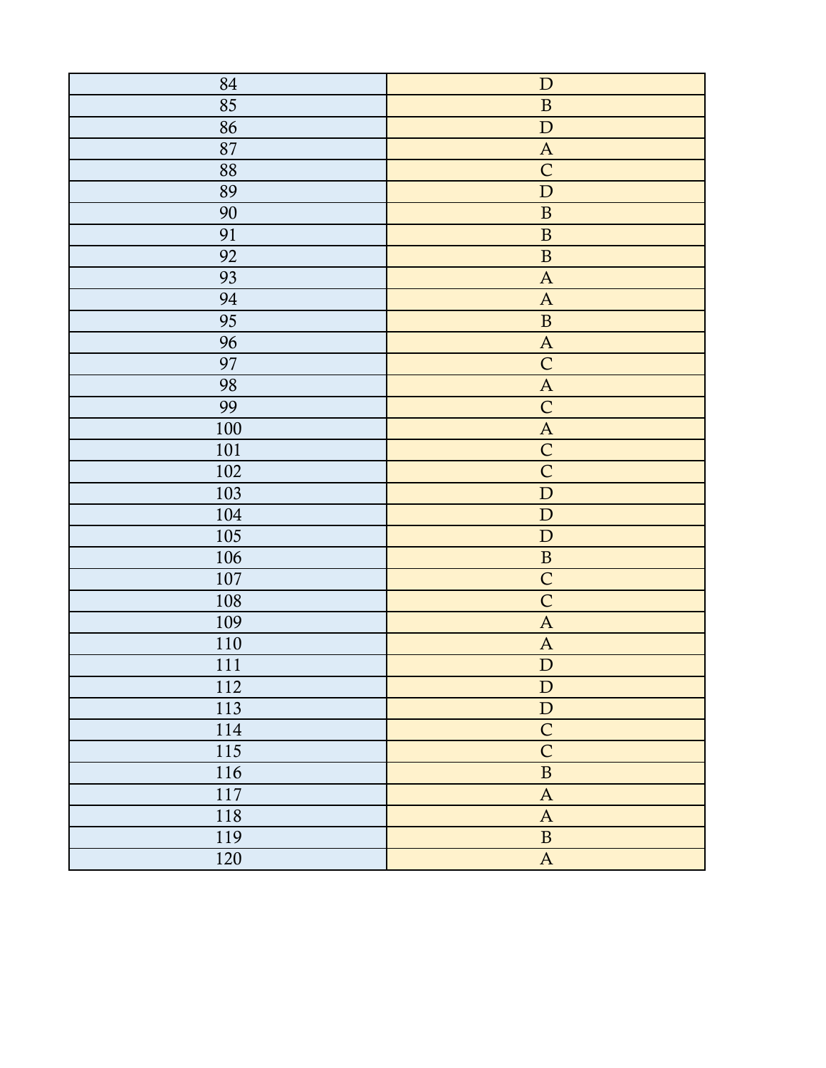| | |
|---|---|
| 84 | D |
| 85 | B |
| 86 | D |
| 87 | A |
| 88 | C |
| 89 | D |
| 90 | B |
| 91 | B |
| 92 | B |
| 93 | A |
| 94 | A |
| 95 | B |
| 96 | A |
| 97 | C |
| 98 | A |
| 99 | C |
| 100 | A |
| 101 | C |
| 102 | C |
| 103 | D |
| 104 | D |
| 105 | D |
| 106 | B |
| 107 | C |
| 108 | C |
| 109 | A |
| 110 | A |
| 111 | D |
| 112 | D |
| 113 | D |
| 114 | C |
| 115 | C |
| 116 | B |
| 117 | A |
| 118 | A |
| 119 | B |
| 120 | A |